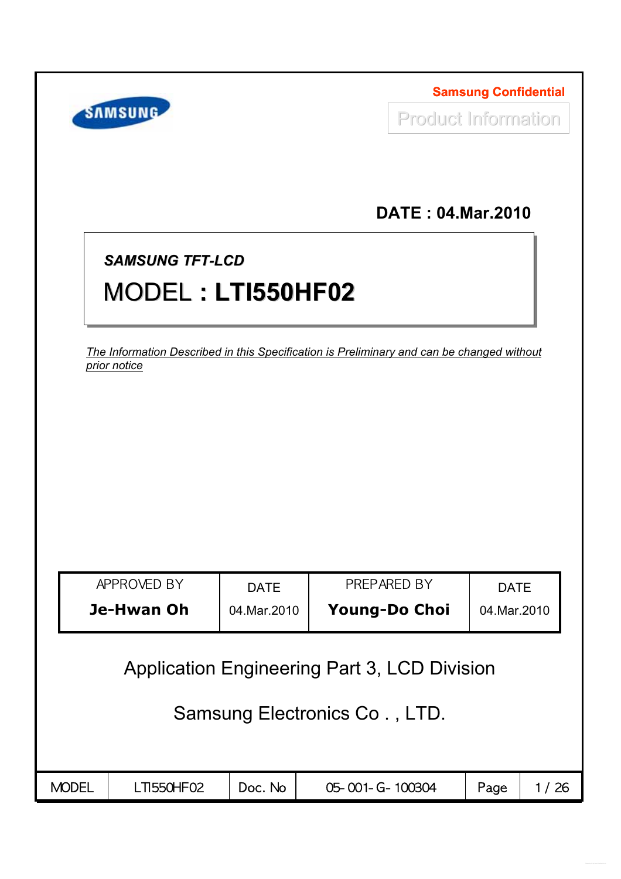**Samsung Confidential**

Product Information

**DATE : 04.Mar.2010**

***SAMSUNG TFT-LCD***

# MODEL : **LTI550HF02**

*The Information Described in this Specification is Preliminary and can be changed without prior notice*

| APPROVED BY | DATE | PREPARED BY | DATE |
|---|---|---|---|
| **Je-Hwan Oh** | 04.Mar.2010 | **Young-Do Choi** | 04.Mar.2010 |

Application Engineering Part 3, LCD Division

Samsung Electronics Co . , LTD.

| MODEL | LTI550HF02 | Doc. No | 05-001-G-100304 |
|---|---|---|---|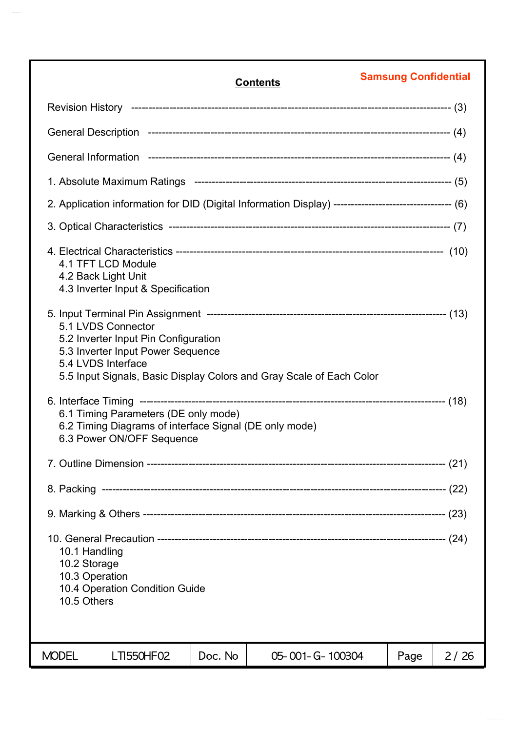Samsung Confidential

# Contents

Revision History ---------------------------------------------------------------------------------------- (3)

General Description ---------------------------------------------------------------------------------- (4)

General Information ---------------------------------------------------------------------------------- (4)

1. Absolute Maximum Ratings ------------------------------------------------------------------------ (5)

2. Application information for DID (Digital Information Display) --------------------------------- (6)

3. Optical Characteristics ------------------------------------------------------------------------------ (7)

4. Electrical Characteristics --------------------------------------------------------------------------- (10)
   - 4.1 TFT LCD Module
   - 4.2 Back Light Unit
   - 4.3 Inverter Input & Specification

5. Input Terminal Pin Assignment ---------------------------------------------------------------- (13)
   - 5.1 LVDS Connector
   - 5.2 Inverter Input Pin Configuration
   - 5.3 Inverter Input Power Sequence
   - 5.4 LVDS Interface
   - 5.5 Input Signals, Basic Display Colors and Gray Scale of Each Color

6. Interface Timing ----------------------------------------------------------------------------------- (18)
   - 6.1 Timing Parameters (DE only mode)
   - 6.2 Timing Diagrams of interface Signal (DE only mode)
   - 6.3 Power ON/OFF Sequence

7. Outline Dimension ------------------------------------------------------------------------------- (21)

8. Packing ------------------------------------------------------------------------------------------- (22)

9. Marking & Others --------------------------------------------------------------------------------- (23)

10. General Precaution ----------------------------------------------------------------------------- (24)
   - 10.1 Handling
   - 10.2 Storage
   - 10.3 Operation
   - 10.4 Operation Condition Guide
   - 10.5 Others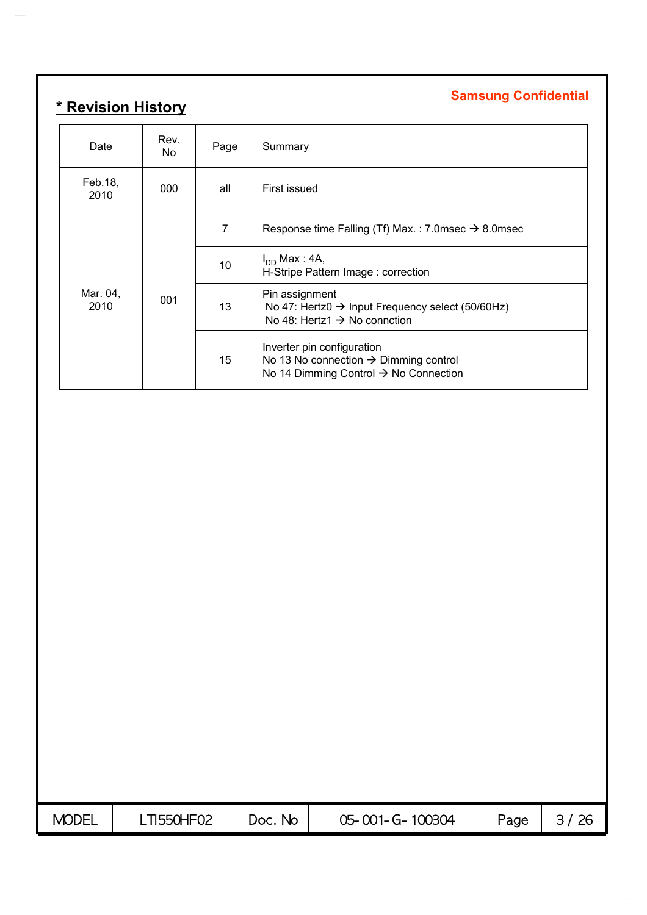**Samsung Confidential**

## * Revision History

| Date | Rev. No | Page | Summary |
|---|---|---|---|
| Feb.18, 2010 | 000 | all | First issued |
| Mar. 04, 2010 | 001 | 7 | Response time Falling (Tf) Max. : 7.0msec → 8.0msec |
| | | 10 | $I_{DD}$ Max : 4A,<br>H-Stripe Pattern Image : correction |
| | | 13 | Pin assignment<br>No 47: Hertz0 → Input Frequency select (50/60Hz)<br>No 48: Hertz1 → No connction |
| | | 15 | Inverter pin configuration<br>No 13 No connection → Dimming control<br>No 14 Dimming Control → No Connection |

| MODEL | LTI550HF02 | Doc. No | 05-001-G-100304 |
|---|---|---|---|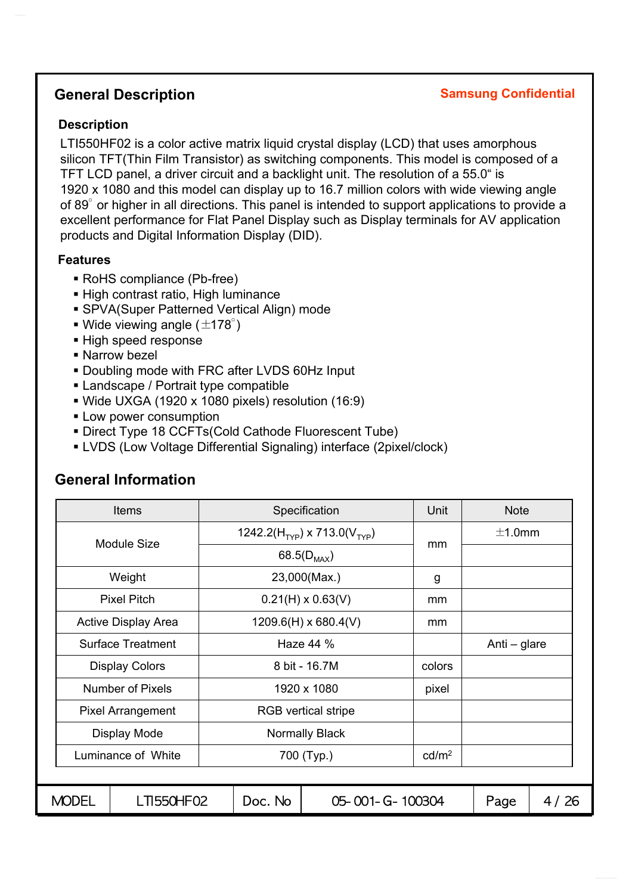## General Description

**Samsung Confidential**

### Description

LTI550HF02 is a color active matrix liquid crystal display (LCD) that uses amorphous silicon TFT(Thin Film Transistor) as switching components. This model is composed of a TFT LCD panel, a driver circuit and a backlight unit. The resolution of a 55.0" is 1920 x 1080 and this model can display up to 16.7 million colors with wide viewing angle of 89° or higher in all directions. This panel is intended to support applications to provide a excellent performance for Flat Panel Display such as Display terminals for AV application products and Digital Information Display (DID).

### Features

- RoHS compliance (Pb-free)
- High contrast ratio, High luminance
- SPVA(Super Patterned Vertical Align) mode
- Wide viewing angle (±178°)
- High speed response
- Narrow bezel
- Doubling mode with FRC after LVDS 60Hz Input
- Landscape / Portrait type compatible
- Wide UXGA (1920 x 1080 pixels) resolution (16:9)
- Low power consumption
- Direct Type 18 CCFTs(Cold Cathode Fluorescent Tube)
- LVDS (Low Voltage Differential Signaling) interface (2pixel/clock)

## General Information

| Items | Specification | Unit | Note |
|---|---|---|---|
| Module Size | 1242.2($H_{TYP}$) x 713.0($V_{TYP}$) | mm | ±1.0mm |
| | 68.5($D_{MAX}$) | | |
| Weight | 23,000(Max.) | g | |
| Pixel Pitch | 0.21(H) x 0.63(V) | mm | |
| Active Display Area | 1209.6(H) x 680.4(V) | mm | |
| Surface Treatment | Haze 44 % | | Anti – glare |
| Display Colors | 8 bit - 16.7M | colors | |
| Number of Pixels | 1920 x 1080 | pixel | |
| Pixel Arrangement | RGB vertical stripe | | |
| Display Mode | Normally Black | | |
| Luminance of White | 700 (Typ.) | $cd/m^2$ | |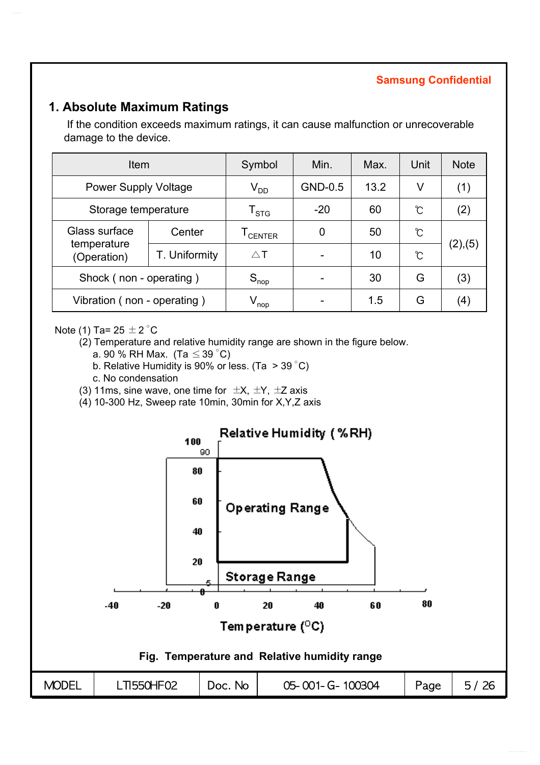Samsung Confidential

## 1. Absolute Maximum Ratings

If the condition exceeds maximum ratings, it can cause malfunction or unrecoverable damage to the device.

| Item | | Symbol | Min. | Max. | Unit | Note |
|---|---|---|---|---|---|---|
| Power Supply Voltage | | $V_{DD}$ | GND-0.5 | 13.2 | V | (1) |
| Storage temperature | | $T_{STG}$ | -20 | 60 | ℃ | (2) |
| Glass surface temperature (Operation) | Center | $T_{CENTER}$ | 0 | 50 | ℃ | (2),(5) |
| | T. Uniformity | △T | - | 10 | ℃ | |
| Shock ( non - operating ) | | $S_{nop}$ | - | 30 | G | (3) |
| Vibration ( non - operating ) | | $V_{nop}$ | - | 1.5 | G | (4) |

Note (1) Ta= 25 ± 2 °C

(2) Temperature and relative humidity range are shown in the figure below.

a. 90 % RH Max. (Ta ≤ 39 °C)

b. Relative Humidity is 90% or less. (Ta > 39 °C)

c. No condensation

(3) 11ms, sine wave, one time for ±X, ±Y, ±Z axis

(4) 10-300 Hz, Sweep rate 10min, 30min for X,Y,Z axis

Fig. Temperature and Relative humidity range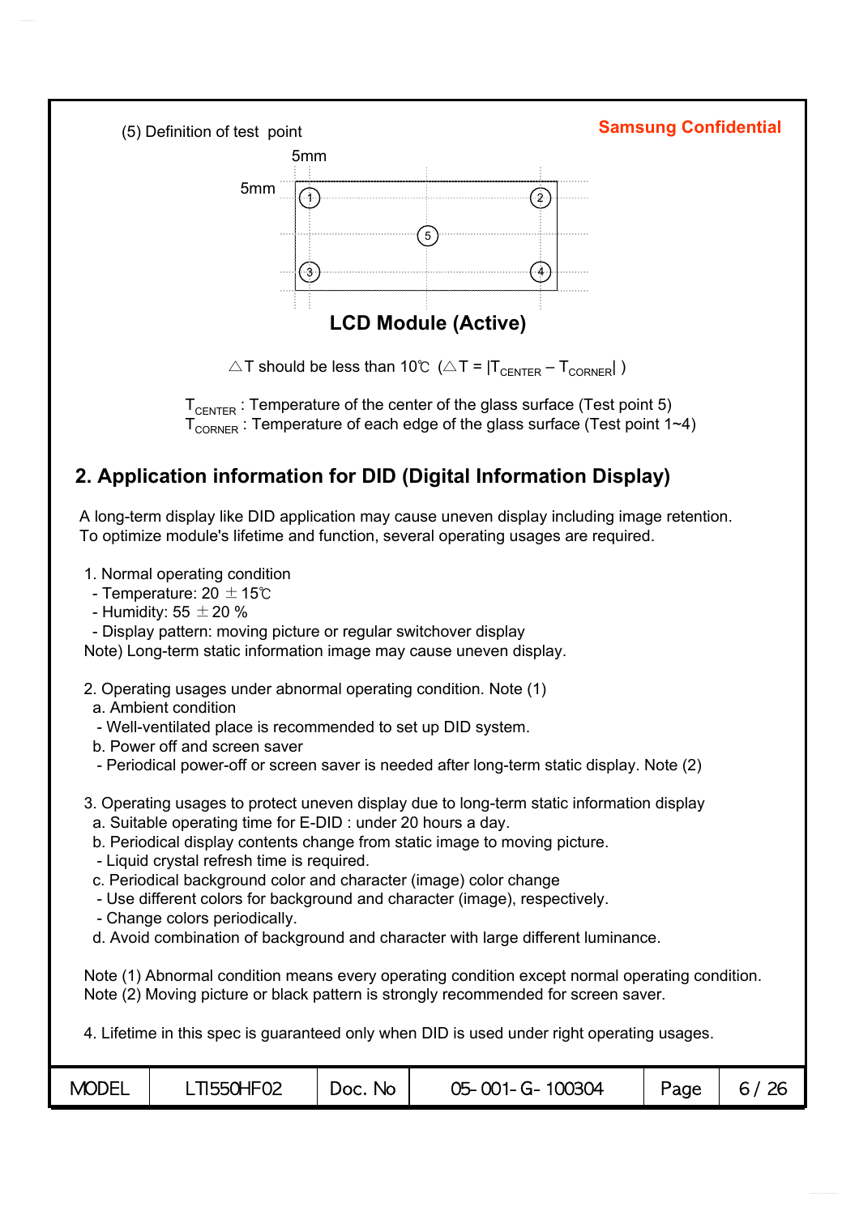(5) Definition of test point

5mm

5mm

LCD Module (Active)

△T should be less than 10℃ (△T = $|T_{CENTER} - T_{CORNER}|$ )

$T_{CENTER}$ : Temperature of the center of the glass surface (Test point 5)
$T_{CORNER}$ : Temperature of each edge of the glass surface (Test point 1~4)

## 2. Application information for DID (Digital Information Display)

A long-term display like DID application may cause uneven display including image retention.
To optimize module's lifetime and function, several operating usages are required.

1. Normal operating condition
   - Temperature: 20 ± 15℃
   - Humidity: 55 ± 20 %
   - Display pattern: moving picture or regular switchover display

   Note) Long-term static information image may cause uneven display.

2. Operating usages under abnormal operating condition. Note (1)
   a. Ambient condition
   - Well-ventilated place is recommended to set up DID system.

   b. Power off and screen saver
   - Periodical power-off or screen saver is needed after long-term static display. Note (2)

3. Operating usages to protect uneven display due to long-term static information display
   a. Suitable operating time for E-DID : under 20 hours a day.
   b. Periodical display contents change from static image to moving picture.
   - Liquid crystal refresh time is required.

   c. Periodical background color and character (image) color change
   - Use different colors for background and character (image), respectively.
   - Change colors periodically.

   d. Avoid combination of background and character with large different luminance.

Note (1) Abnormal condition means every operating condition except normal operating condition.
Note (2) Moving picture or black pattern is strongly recommended for screen saver.

4. Lifetime in this spec is guaranteed only when DID is used under right operating usages.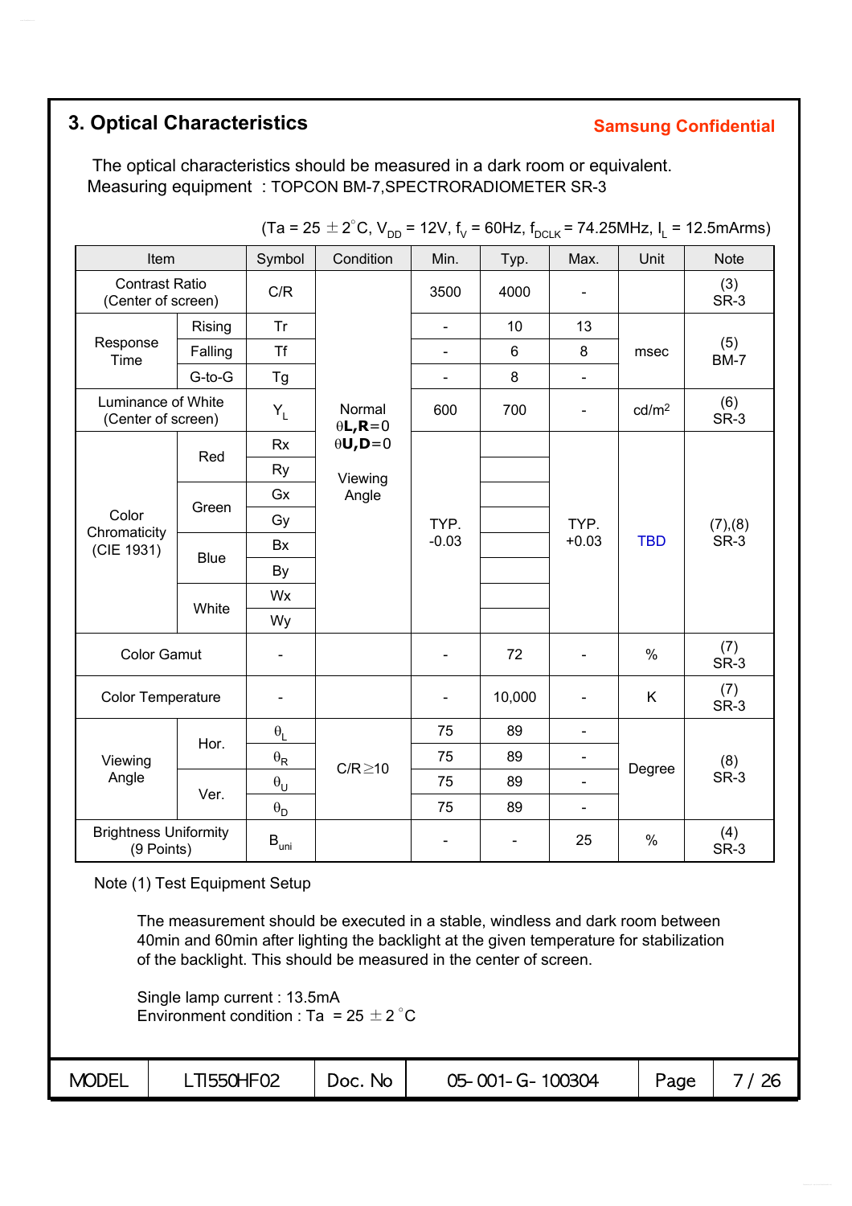## 3. Optical Characteristics

**Samsung Confidential**

The optical characteristics should be measured in a dark room or equivalent.
Measuring equipment : TOPCON BM-7,SPECTRORADIOMETER SR-3

(Ta = 25 ± 2°C, $V_{DD}$ = 12V, $f_V$ = 60Hz, $f_{DCLK}$ = 74.25MHz, $I_L$ = 12.5mArms)

| Item | | Symbol | Condition | Min. | Typ. | Max. | Unit | Note |
|---|---|---|---|---|---|---|---|---|
| Contrast Ratio (Center of screen) | | C/R | Normal $\theta$**L,R**=0 $\theta$**U,D**=0 Viewing Angle | 3500 | 4000 | - | | (3) SR-3 |
| Response Time | Rising | Tr | | - | 10 | 13 | msec | (5) BM-7 |
| | Falling | Tf | | - | 6 | 8 | | |
| | G-to-G | Tg | | - | 8 | - | | |
| Luminance of White (Center of screen) | | $Y_L$ | | 600 | 700 | - | cd/m² | (6) SR-3 |
| Color Chromaticity (CIE 1931) | Red | Rx | | TYP. -0.03 | | TYP. +0.03 | TBD | (7),(8) SR-3 |
| | | Ry | | | | | | |
| | Green | Gx | | | | | | |
| | | Gy | | | | | | |
| | Blue | Bx | | | | | | |
| | | By | | | | | | |
| | White | Wx | | | | | | |
| | | Wy | | | | | | |
| Color Gamut | | - | | - | 72 | - | % | (7) SR-3 |
| Color Temperature | | - | | - | 10,000 | - | K | (7) SR-3 |
| Viewing Angle | Hor. | $\theta_L$ | C/R≥10 | 75 | 89 | - | Degree | (8) SR-3 |
| | | $\theta_R$ | | 75 | 89 | - | | |
| | Ver. | $\theta_U$ | | 75 | 89 | - | | |
| | | $\theta_D$ | | 75 | 89 | - | | |
| Brightness Uniformity (9 Points) | | $B_{uni}$ | | - | - | 25 | % | (4) SR-3 |

Note (1) Test Equipment Setup

The measurement should be executed in a stable, windless and dark room between 40min and 60min after lighting the backlight at the given temperature for stabilization of the backlight. This should be measured in the center of screen.

Single lamp current : 13.5mA
Environment condition : Ta = 25 ± 2°C

| MODEL | LTI550HF02 | Doc. No | 05-001-G-100304 |
|---|---|---|---|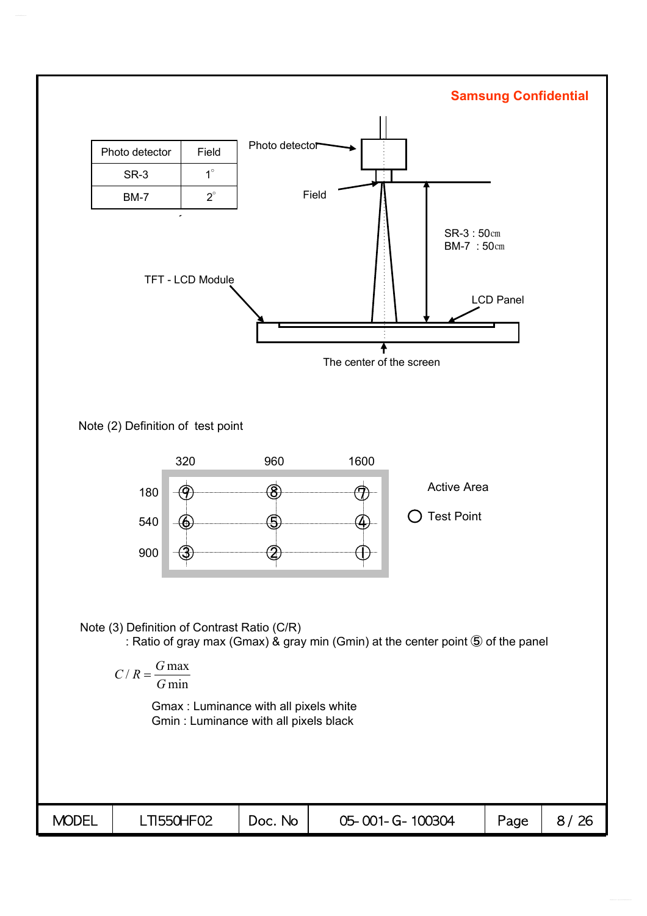Samsung Confidential

| Photo detector | Field |
|---|---|
| SR-3 | 1° |
| BM-7 | 2° |

Photo detector

Field

SR-3 : 50㎝
BM-7 : 50㎝

TFT - LCD Module

LCD Panel

The center of the screen

Note (2) Definition of test point

| | 320 | 960 | 1600 |
|---|---|---|---|
| 180 | ⑨ | ⑧ | ⑦ |
| 540 | ⑥ | ⑤ | ④ |
| 900 | ③ | ② | ① |

Active Area

○ Test Point

Note (3) Definition of Contrast Ratio (C/R)

: Ratio of gray max (Gmax) & gray min (Gmin) at the center point ⑤ of the panel

$$C/R = \frac{G\max}{G\min}$$

Gmax : Luminance with all pixels white
Gmin : Luminance with all pixels black

| MODEL | LTI550HF02 | Doc. No | 05-001-G-100304 | Page | 8 / 26 |
|---|---|---|---|---|---|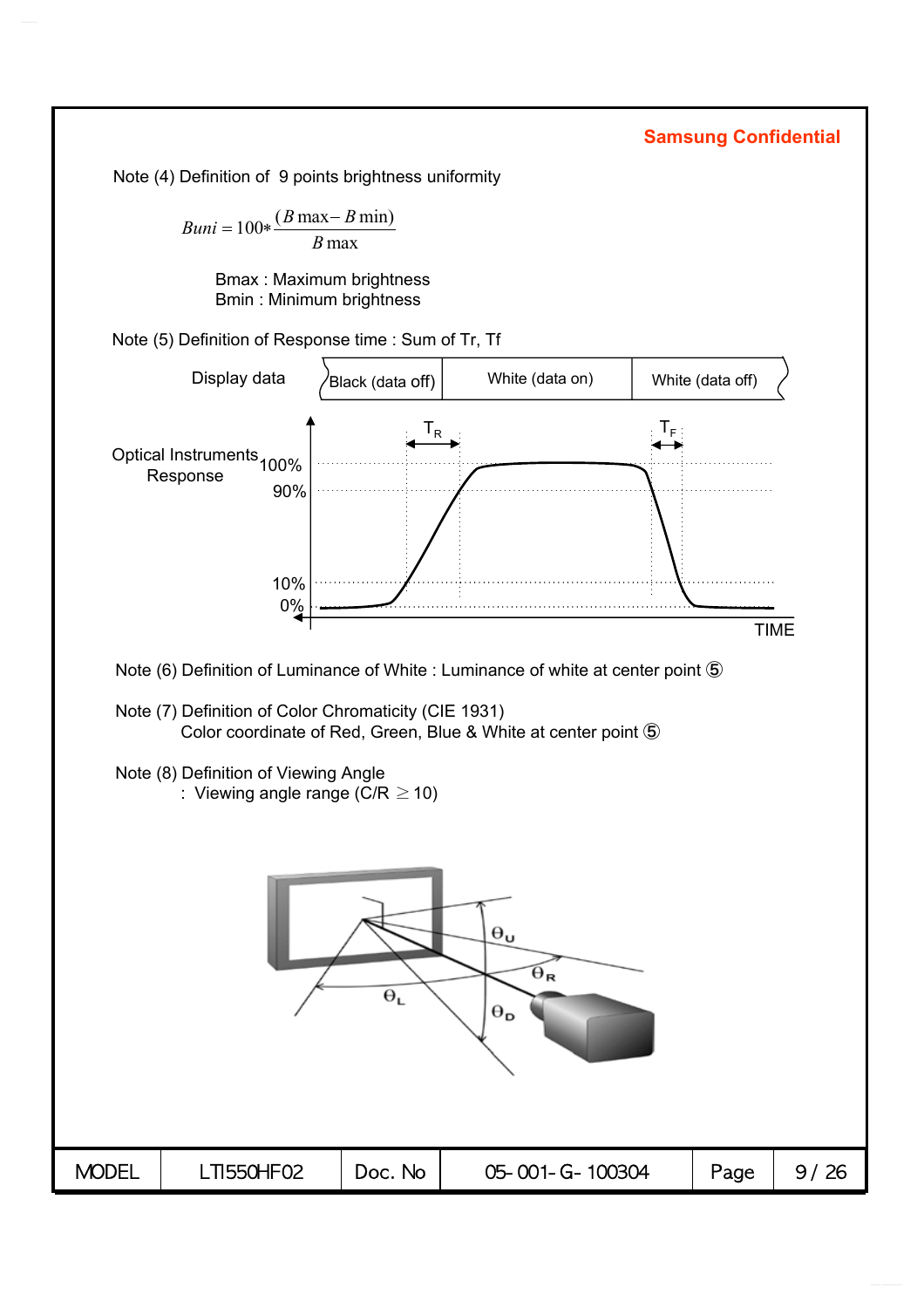Samsung Confidential

Note (4) Definition of 9 points brightness uniformity

$$Buni = 100 * \frac{(B\max - B\min)}{B\max}$$

Bmax : Maximum brightness
Bmin : Minimum brightness

Note (5) Definition of Response time : Sum of Tr, Tf

Note (6) Definition of Luminance of White : Luminance of white at center point ⑤

Note (7) Definition of Color Chromaticity (CIE 1931)
Color coordinate of Red, Green, Blue & White at center point ⑤

Note (8) Definition of Viewing Angle
: Viewing angle range (C/R $\geq$ 10)

| MODEL | LTI550HF02 | Doc. No | 05-001-G-100304 |
| --- | --- | --- | --- |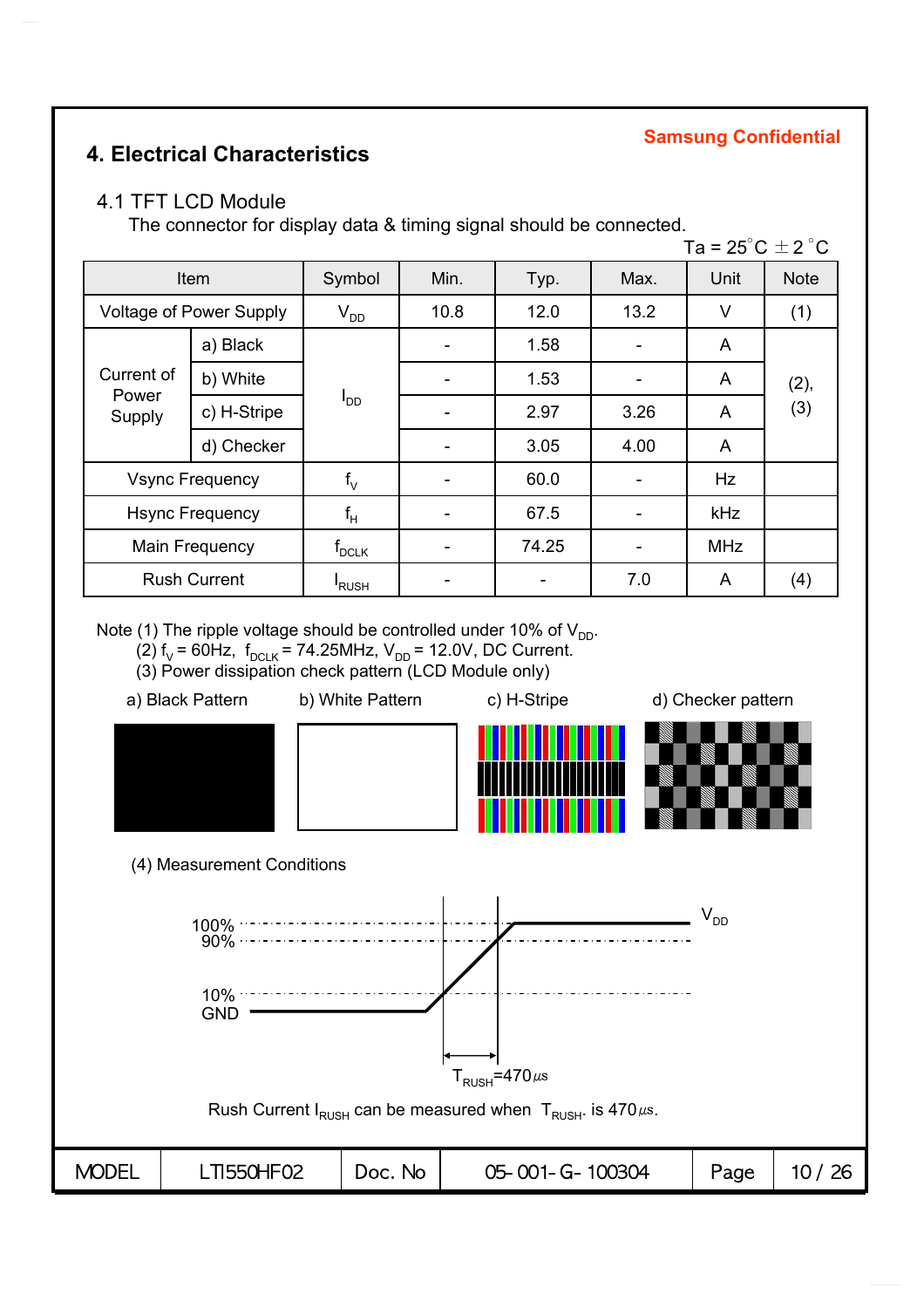Samsung Confidential

# 4. Electrical Characteristics

## 4.1 TFT LCD Module

The connector for display data & timing signal should be connected.

Ta = 25°C ± 2°C

| Item | | Symbol | Min. | Typ. | Max. | Unit | Note |
|---|---|---|---|---|---|---|---|
| Voltage of Power Supply | | $V_{DD}$ | 10.8 | 12.0 | 13.2 | V | (1) |
| Current of Power Supply | a) Black | $I_{DD}$ | - | 1.58 | - | A | (2), (3) |
| | b) White | | - | 1.53 | - | A | |
| | c) H-Stripe | | - | 2.97 | 3.26 | A | |
| | d) Checker | | - | 3.05 | 4.00 | A | |
| Vsync Frequency | | $f_V$ | - | 60.0 | - | Hz | |
| Hsync Frequency | | $f_H$ | - | 67.5 | - | kHz | |
| Main Frequency | | $f_{DCLK}$ | - | 74.25 | - | MHz | |
| Rush Current | | $I_{RUSH}$ | - | - | 7.0 | A | (4) |

Note (1) The ripple voltage should be controlled under 10% of $V_{DD}$.

(2) $f_V$ = 60Hz, $f_{DCLK}$ = 74.25MHz, $V_{DD}$ = 12.0V, DC Current.

(3) Power dissipation check pattern (LCD Module only)

a) Black Pattern　b) White Pattern　c) H-Stripe　d) Checker pattern

(4) Measurement Conditions

100%　90%　10%　GND　$V_{DD}$

$T_{RUSH}$=470㎲

Rush Current $I_{RUSH}$ can be measured when $T_{RUSH}$ is 470㎲.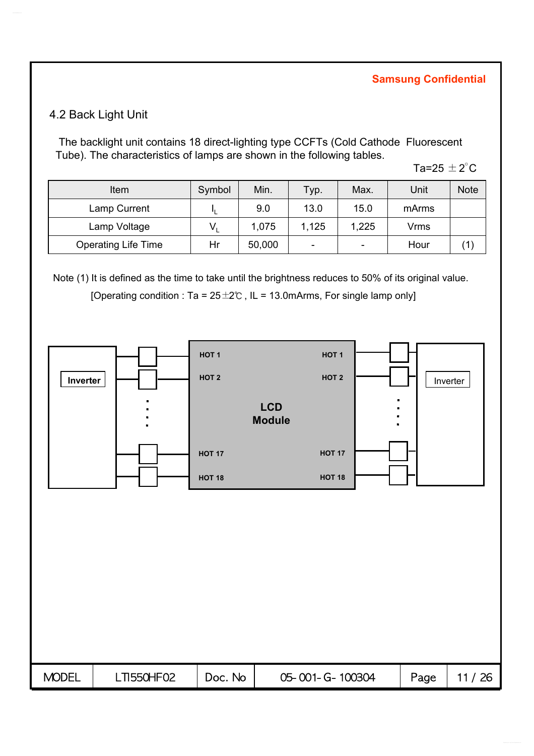## 4.2 Back Light Unit

The backlight unit contains 18 direct-lighting type CCFTs (Cold Cathode Fluorescent Tube). The characteristics of lamps are shown in the following tables.

Ta=25 ±2°C

| Item | Symbol | Min. | Typ. | Max. | Unit | Note |
|---|---|---|---|---|---|---|
| Lamp Current | $I_L$ | 9.0 | 13.0 | 15.0 | mArms | |
| Lamp Voltage | $V_L$ | 1,075 | 1,125 | 1,225 | Vrms | |
| Operating Life Time | Hr | 50,000 | - | - | Hour | (1) |

Note (1) It is defined as the time to take until the brightness reduces to 50% of its original value.

[Operating condition : Ta = 25±2℃ , IL = 13.0mArms, For single lamp only]

Inverter

HOT 1 HOT 1

HOT 2 HOT 2

LCD Module

HOT 17 HOT 17

HOT 18 HOT 18

Inverter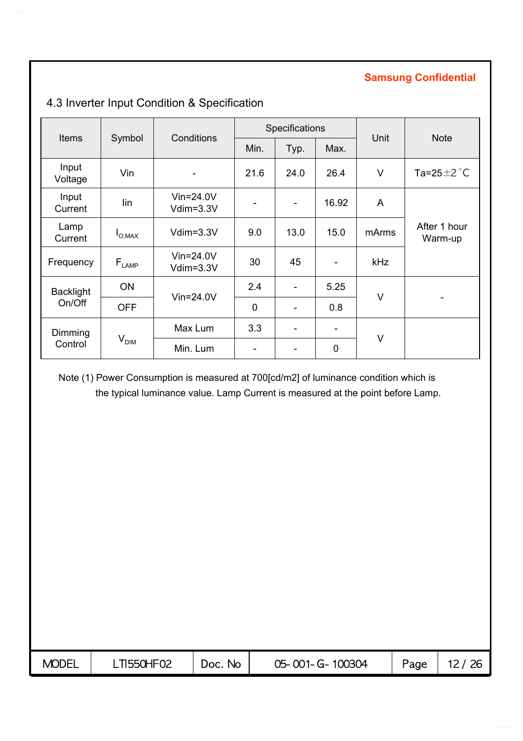Samsung Confidential

## 4.3 Inverter Input Condition & Specification

| Items | Symbol | Conditions | Specifications | | | Unit | Note |
|---|---|---|---|---|---|---|---|
| | | | Min. | Typ. | Max. | | |
| Input Voltage | Vin | - | 21.6 | 24.0 | 26.4 | V | Ta=25±2 °C |
| Input Current | Iin | Vin=24.0V Vdim=3.3V | - | - | 16.92 | A | After 1 hour Warm-up |
| Lamp Current | $I_{O,MAX}$ | Vdim=3.3V | 9.0 | 13.0 | 15.0 | mArms | |
| Frequency | $F_{LAMP}$ | Vin=24.0V Vdim=3.3V | 30 | 45 | - | kHz | |
| Backlight On/Off | ON | Vin=24.0V | 2.4 | - | 5.25 | V | - |
| | OFF | | 0 | - | 0.8 | | |
| Dimming Control | $V_{DIM}$ | Max Lum | 3.3 | - | - | V | |
| | | Min. Lum | - | - | 0 | | |

Note (1) Power Consumption is measured at 700[cd/m2] of luminance condition which is the typical luminance value. Lamp Current is measured at the point before Lamp.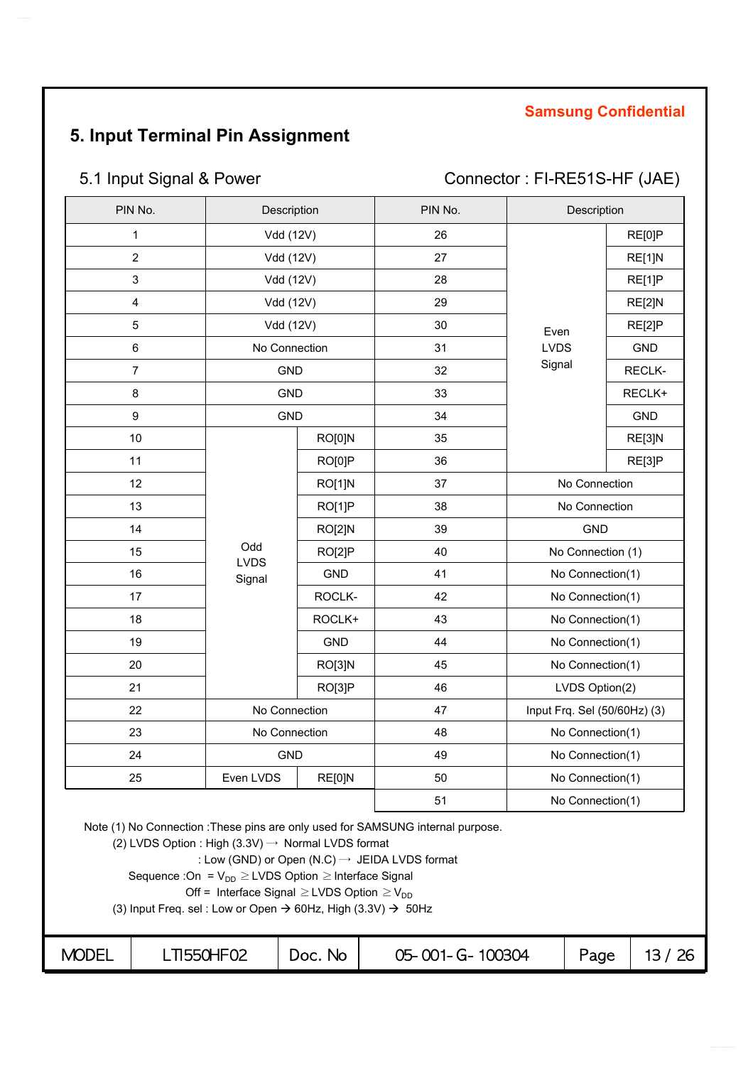Samsung Confidential

# 5. Input Terminal Pin Assignment

## 5.1 Input Signal & Power

Connector : FI-RE51S-HF (JAE)

| PIN No. | Description | | PIN No. | Description | |
|---|---|---|---|---|---|
| 1 | Vdd (12V) | | 26 | Even LVDS Signal | RE[0]P |
| 2 | Vdd (12V) | | 27 | | RE[1]N |
| 3 | Vdd (12V) | | 28 | | RE[1]P |
| 4 | Vdd (12V) | | 29 | | RE[2]N |
| 5 | Vdd (12V) | | 30 | | RE[2]P |
| 6 | No Connection | | 31 | | GND |
| 7 | GND | | 32 | | RECLK- |
| 8 | GND | | 33 | | RECLK+ |
| 9 | GND | | 34 | | GND |
| 10 | Odd LVDS Signal | RO[0]N | 35 | | RE[3]N |
| 11 | | RO[0]P | 36 | | RE[3]P |
| 12 | | RO[1]N | 37 | No Connection | |
| 13 | | RO[1]P | 38 | No Connection | |
| 14 | | RO[2]N | 39 | GND | |
| 15 | | RO[2]P | 40 | No Connection (1) | |
| 16 | | GND | 41 | No Connection(1) | |
| 17 | | ROCLK- | 42 | No Connection(1) | |
| 18 | | ROCLK+ | 43 | No Connection(1) | |
| 19 | | GND | 44 | No Connection(1) | |
| 20 | | RO[3]N | 45 | No Connection(1) | |
| 21 | | RO[3]P | 46 | LVDS Option(2) | |
| 22 | No Connection | | 47 | Input Frq. Sel (50/60Hz) (3) | |
| 23 | No Connection | | 48 | No Connection(1) | |
| 24 | GND | | 49 | No Connection(1) | |
| 25 | Even LVDS | RE[0]N | 50 | No Connection(1) | |
| | | | 51 | No Connection(1) | |

Note (1) No Connection :These pins are only used for SAMSUNG internal purpose.

(2) LVDS Option : High (3.3V) → Normal LVDS format

: Low (GND) or Open (N.C) → JEIDA LVDS format

Sequence :On = $V_{DD} \geq$ LVDS Option $\geq$ Interface Signal

Off = Interface Signal $\geq$ LVDS Option $\geq V_{DD}$

(3) Input Freq. sel : Low or Open → 60Hz, High (3.3V) → 50Hz

| MODEL | LTI550HF02 | Doc. No | 05-001-G-100304 | Page | 13 / 26 |
|---|---|---|---|---|---|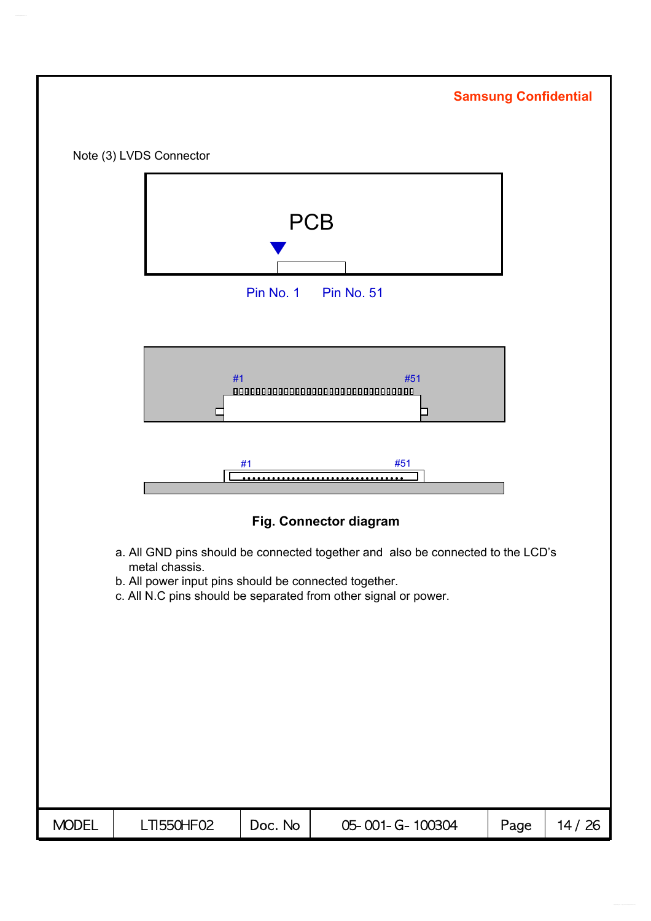Note (3) LVDS Connector

PCB

Pin No. 1 Pin No. 51

#1 #51

#1 #51

**Fig. Connector diagram**

a. All GND pins should be connected together and also be connected to the LCD's metal chassis.
b. All power input pins should be connected together.
c. All N.C pins should be separated from other signal or power.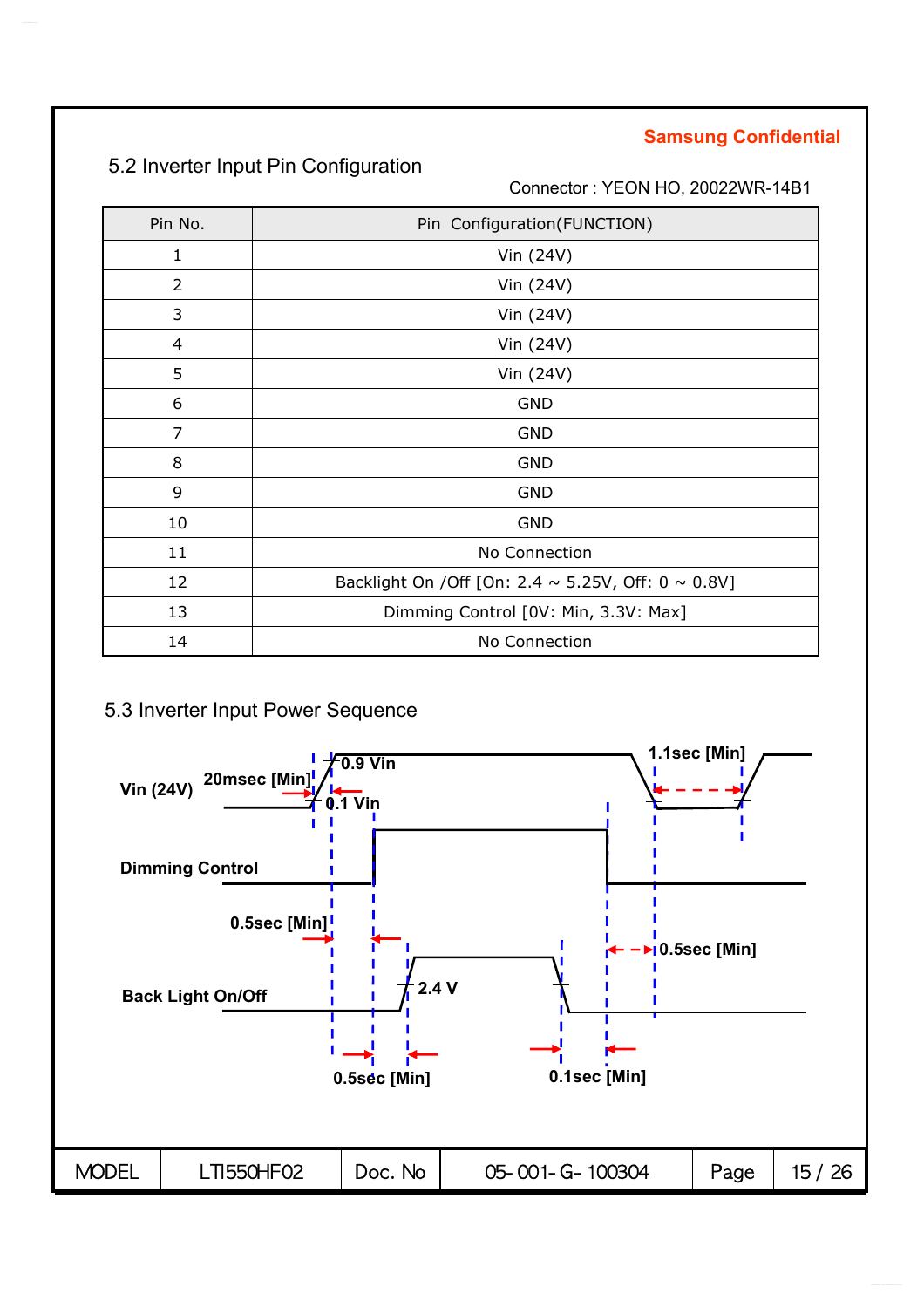Samsung Confidential

## 5.2 Inverter Input Pin Configuration

Connector : YEON HO, 20022WR-14B1

| Pin No. | Pin Configuration(FUNCTION) |
|---|---|
| 1 | Vin (24V) |
| 2 | Vin (24V) |
| 3 | Vin (24V) |
| 4 | Vin (24V) |
| 5 | Vin (24V) |
| 6 | GND |
| 7 | GND |
| 8 | GND |
| 9 | GND |
| 10 | GND |
| 11 | No Connection |
| 12 | Backlight On /Off [On: 2.4 ~ 5.25V, Off: 0 ~ 0.8V] |
| 13 | Dimming Control [0V: Min, 3.3V: Max] |
| 14 | No Connection |

## 5.3 Inverter Input Power Sequence

Vin (24V) 20msec [Min] 0.9 Vin 0.1 Vin 1.1sec [Min]

Dimming Control

0.5sec [Min] 0.5sec [Min]

Back Light On/Off 2.4 V

0.5sec [Min] 0.1sec [Min]

| MODEL | LTI550HF02 | Doc. No | 05-001-G-100304 | Page | 15 / 26 |
|---|---|---|---|---|---|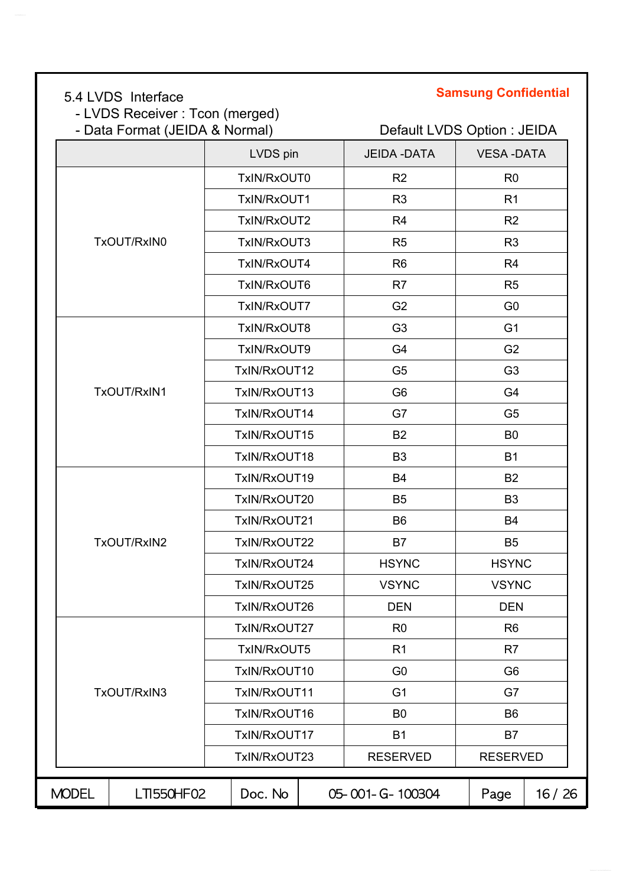**Samsung Confidential**

## 5.4 LVDS Interface

- LVDS Receiver : Tcon (merged)
- Data Format (JEIDA & Normal)

Default LVDS Option : JEIDA

| | LVDS pin | JEIDA -DATA | VESA -DATA |
|---|---|---|---|
| TxOUT/RxIN0 | TxIN/RxOUT0 | R2 | R0 |
| | TxIN/RxOUT1 | R3 | R1 |
| | TxIN/RxOUT2 | R4 | R2 |
| | TxIN/RxOUT3 | R5 | R3 |
| | TxIN/RxOUT4 | R6 | R4 |
| | TxIN/RxOUT6 | R7 | R5 |
| | TxIN/RxOUT7 | G2 | G0 |
| TxOUT/RxIN1 | TxIN/RxOUT8 | G3 | G1 |
| | TxIN/RxOUT9 | G4 | G2 |
| | TxIN/RxOUT12 | G5 | G3 |
| | TxIN/RxOUT13 | G6 | G4 |
| | TxIN/RxOUT14 | G7 | G5 |
| | TxIN/RxOUT15 | B2 | B0 |
| | TxIN/RxOUT18 | B3 | B1 |
| TxOUT/RxIN2 | TxIN/RxOUT19 | B4 | B2 |
| | TxIN/RxOUT20 | B5 | B3 |
| | TxIN/RxOUT21 | B6 | B4 |
| | TxIN/RxOUT22 | B7 | B5 |
| | TxIN/RxOUT24 | HSYNC | HSYNC |
| | TxIN/RxOUT25 | VSYNC | VSYNC |
| | TxIN/RxOUT26 | DEN | DEN |
| TxOUT/RxIN3 | TxIN/RxOUT27 | R0 | R6 |
| | TxIN/RxOUT5 | R1 | R7 |
| | TxIN/RxOUT10 | G0 | G6 |
| | TxIN/RxOUT11 | G1 | G7 |
| | TxIN/RxOUT16 | B0 | B6 |
| | TxIN/RxOUT17 | B1 | B7 |
| | TxIN/RxOUT23 | RESERVED | RESERVED |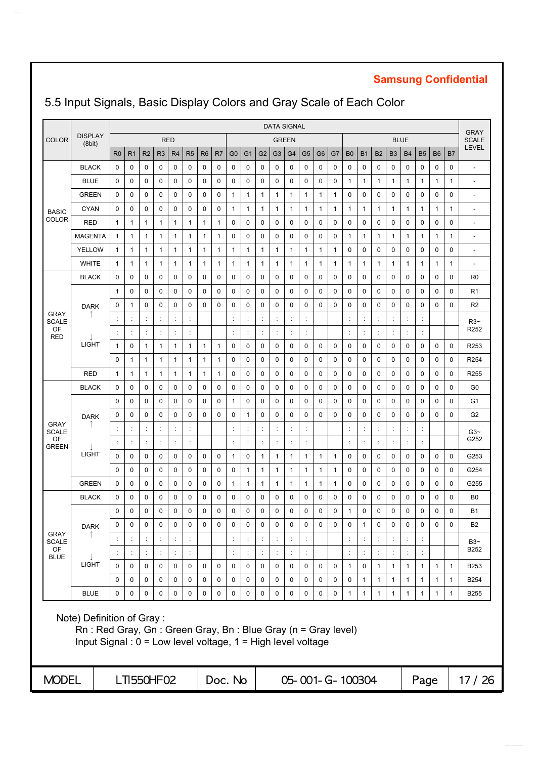Samsung Confidential

## 5.5 Input Signals, Basic Display Colors and Gray Scale of Each Color

| COLOR | DISPLAY (8bit) | DATA SIGNAL | | | | | | | | | | | | | | | | | | | | | | | | GRAY SCALE LEVEL |
|---|---|---|---|---|---|---|---|---|---|---|---|---|---|---|---|---|---|---|---|---|---|---|---|---|---|---|
| | | RED | | | | | | | | GREEN | | | | | | | | BLUE | | | | | | | | |
| | | R0 | R1 | R2 | R3 | R4 | R5 | R6 | R7 | G0 | G1 | G2 | G3 | G4 | G5 | G6 | G7 | B0 | B1 | B2 | B3 | B4 | B5 | B6 | B7 | |
| BASIC COLOR | BLACK | 0 | 0 | 0 | 0 | 0 | 0 | 0 | 0 | 0 | 0 | 0 | 0 | 0 | 0 | 0 | 0 | 0 | 0 | 0 | 0 | 0 | 0 | 0 | 0 | - |
| | BLUE | 0 | 0 | 0 | 0 | 0 | 0 | 0 | 0 | 0 | 0 | 0 | 0 | 0 | 0 | 0 | 0 | 1 | 1 | 1 | 1 | 1 | 1 | 1 | 1 | - |
| | GREEN | 0 | 0 | 0 | 0 | 0 | 0 | 0 | 0 | 1 | 1 | 1 | 1 | 1 | 1 | 1 | 1 | 0 | 0 | 0 | 0 | 0 | 0 | 0 | 0 | - |
| | CYAN | 0 | 0 | 0 | 0 | 0 | 0 | 0 | 0 | 1 | 1 | 1 | 1 | 1 | 1 | 1 | 1 | 1 | 1 | 1 | 1 | 1 | 1 | 1 | 1 | - |
| | RED | 1 | 1 | 1 | 1 | 1 | 1 | 1 | 1 | 0 | 0 | 0 | 0 | 0 | 0 | 0 | 0 | 0 | 0 | 0 | 0 | 0 | 0 | 0 | 0 | - |
| | MAGENTA | 1 | 1 | 1 | 1 | 1 | 1 | 1 | 1 | 0 | 0 | 0 | 0 | 0 | 0 | 0 | 0 | 1 | 1 | 1 | 1 | 1 | 1 | 1 | 1 | - |
| | YELLOW | 1 | 1 | 1 | 1 | 1 | 1 | 1 | 1 | 1 | 1 | 1 | 1 | 1 | 1 | 1 | 1 | 0 | 0 | 0 | 0 | 0 | 0 | 0 | 0 | - |
| | WHITE | 1 | 1 | 1 | 1 | 1 | 1 | 1 | 1 | 1 | 1 | 1 | 1 | 1 | 1 | 1 | 1 | 1 | 1 | 1 | 1 | 1 | 1 | 1 | 1 | - |
| GRAY SCALE OF RED | BLACK | 0 | 0 | 0 | 0 | 0 | 0 | 0 | 0 | 0 | 0 | 0 | 0 | 0 | 0 | 0 | 0 | 0 | 0 | 0 | 0 | 0 | 0 | 0 | 0 | R0 |
| | DARK ↑ | 1 | 0 | 0 | 0 | 0 | 0 | 0 | 0 | 0 | 0 | 0 | 0 | 0 | 0 | 0 | 0 | 0 | 0 | 0 | 0 | 0 | 0 | 0 | 0 | R1 |
| | | 0 | 1 | 0 | 0 | 0 | 0 | 0 | 0 | 0 | 0 | 0 | 0 | 0 | 0 | 0 | 0 | 0 | 0 | 0 | 0 | 0 | 0 | 0 | 0 | R2 |
| | | : | : | : | : | : | : | | | : | : | : | : | : | : | | | : | : | : | : | : | : | | | R3~ R252 |
| | ↓ | : | : | : | : | : | : | | | : | : | : | : | : | : | | | : | : | : | : | : | : | | | |
| | LIGHT | 1 | 0 | 1 | 1 | 1 | 1 | 1 | 1 | 0 | 0 | 0 | 0 | 0 | 0 | 0 | 0 | 0 | 0 | 0 | 0 | 0 | 0 | 0 | 0 | R253 |
| | | 0 | 1 | 1 | 1 | 1 | 1 | 1 | 1 | 0 | 0 | 0 | 0 | 0 | 0 | 0 | 0 | 0 | 0 | 0 | 0 | 0 | 0 | 0 | 0 | R254 |
| | RED | 1 | 1 | 1 | 1 | 1 | 1 | 1 | 1 | 0 | 0 | 0 | 0 | 0 | 0 | 0 | 0 | 0 | 0 | 0 | 0 | 0 | 0 | 0 | 0 | R255 |
| GRAY SCALE OF GREEN | BLACK | 0 | 0 | 0 | 0 | 0 | 0 | 0 | 0 | 0 | 0 | 0 | 0 | 0 | 0 | 0 | 0 | 0 | 0 | 0 | 0 | 0 | 0 | 0 | 0 | G0 |
| | DARK ↑ | 0 | 0 | 0 | 0 | 0 | 0 | 0 | 0 | 1 | 0 | 0 | 0 | 0 | 0 | 0 | 0 | 0 | 0 | 0 | 0 | 0 | 0 | 0 | 0 | G1 |
| | | 0 | 0 | 0 | 0 | 0 | 0 | 0 | 0 | 0 | 1 | 0 | 0 | 0 | 0 | 0 | 0 | 0 | 0 | 0 | 0 | 0 | 0 | 0 | 0 | G2 |
| | | : | : | : | : | : | : | | | : | : | : | : | : | : | | | : | : | : | : | : | : | | | G3~ G252 |
| | ↓ | : | : | : | : | : | : | | | : | : | : | : | : | : | | | : | : | : | : | : | : | | | |
| | LIGHT | 0 | 0 | 0 | 0 | 0 | 0 | 0 | 0 | 1 | 0 | 1 | 1 | 1 | 1 | 1 | 1 | 0 | 0 | 0 | 0 | 0 | 0 | 0 | 0 | G253 |
| | | 0 | 0 | 0 | 0 | 0 | 0 | 0 | 0 | 0 | 1 | 1 | 1 | 1 | 1 | 1 | 1 | 0 | 0 | 0 | 0 | 0 | 0 | 0 | 0 | G254 |
| | GREEN | 0 | 0 | 0 | 0 | 0 | 0 | 0 | 0 | 1 | 1 | 1 | 1 | 1 | 1 | 1 | 1 | 0 | 0 | 0 | 0 | 0 | 0 | 0 | 0 | G255 |
| GRAY SCALE OF BLUE | BLACK | 0 | 0 | 0 | 0 | 0 | 0 | 0 | 0 | 0 | 0 | 0 | 0 | 0 | 0 | 0 | 0 | 0 | 0 | 0 | 0 | 0 | 0 | 0 | 0 | B0 |
| | DARK ↑ | 0 | 0 | 0 | 0 | 0 | 0 | 0 | 0 | 0 | 0 | 0 | 0 | 0 | 0 | 0 | 0 | 1 | 0 | 0 | 0 | 0 | 0 | 0 | 0 | B1 |
| | | 0 | 0 | 0 | 0 | 0 | 0 | 0 | 0 | 0 | 0 | 0 | 0 | 0 | 0 | 0 | 0 | 0 | 1 | 0 | 0 | 0 | 0 | 0 | 0 | B2 |
| | | : | : | : | : | : | : | | | : | : | : | : | : | : | | | : | : | : | : | : | : | | | B3~ B252 |
| | ↓ | : | : | : | : | : | : | | | : | : | : | : | : | : | | | : | : | : | : | : | : | | | |
| | LIGHT | 0 | 0 | 0 | 0 | 0 | 0 | 0 | 0 | 0 | 0 | 0 | 0 | 0 | 0 | 0 | 0 | 1 | 0 | 1 | 1 | 1 | 1 | 1 | 1 | B253 |
| | | 0 | 0 | 0 | 0 | 0 | 0 | 0 | 0 | 0 | 0 | 0 | 0 | 0 | 0 | 0 | 0 | 0 | 1 | 1 | 1 | 1 | 1 | 1 | 1 | B254 |
| | BLUE | 0 | 0 | 0 | 0 | 0 | 0 | 0 | 0 | 0 | 0 | 0 | 0 | 0 | 0 | 0 | 0 | 1 | 1 | 1 | 1 | 1 | 1 | 1 | 1 | B255 |

Note) Definition of Gray :
Rn : Red Gray, Gn : Green Gray, Bn : Blue Gray (n = Gray level)
Input Signal : 0 = Low level voltage, 1 = High level voltage

| MODEL | LTI550HF02 | Doc. No | 05-001-G-100304 |
|---|---|---|---|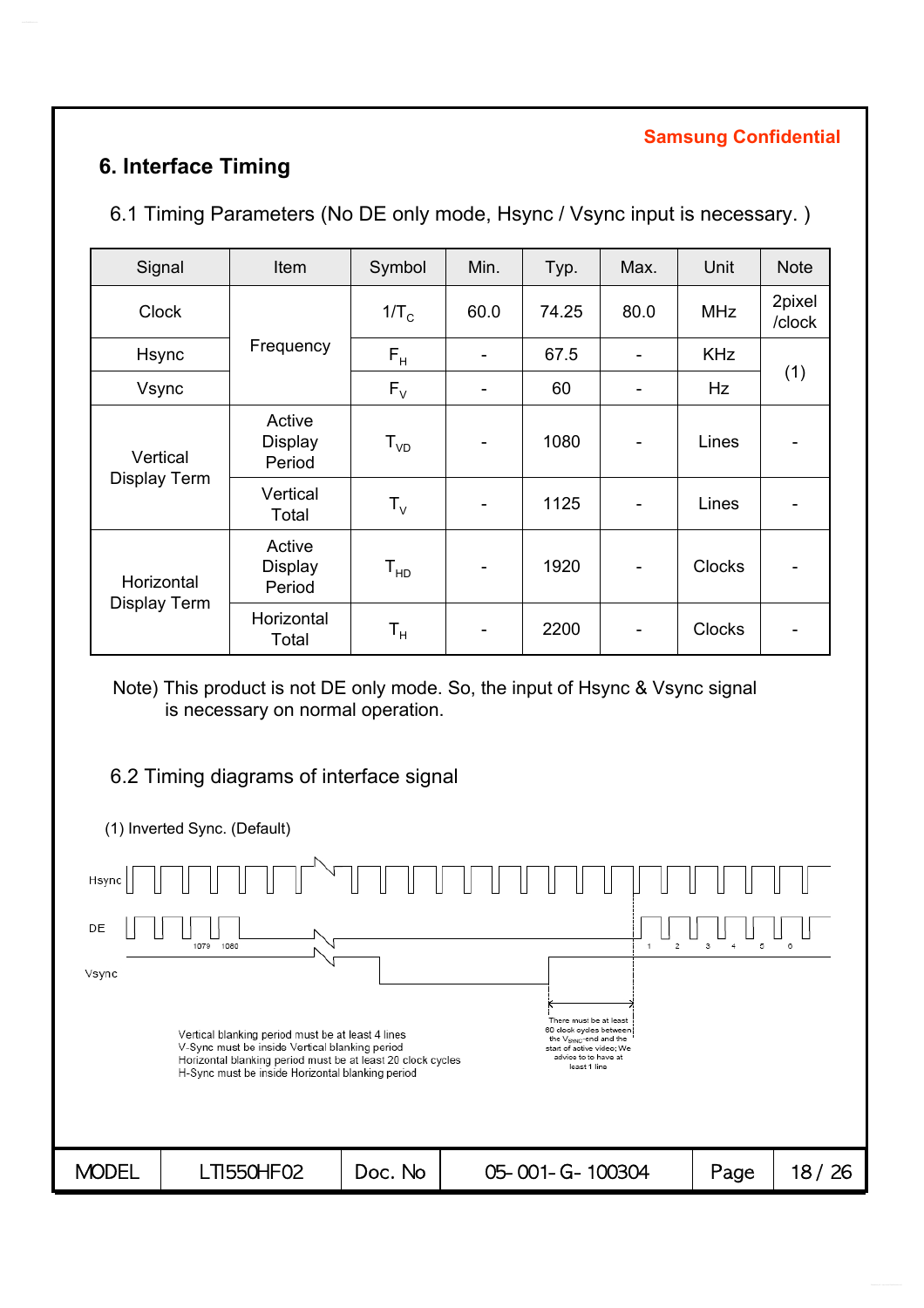Samsung Confidential

# 6. Interface Timing

## 6.1 Timing Parameters (No DE only mode, Hsync / Vsync input is necessary. )

| Signal | Item | Symbol | Min. | Typ. | Max. | Unit | Note |
|---|---|---|---|---|---|---|---|
| Clock | Frequency | $1/T_C$ | 60.0 | 74.25 | 80.0 | MHz | 2pixel /clock |
| Hsync | | $F_H$ | - | 67.5 | - | KHz | (1) |
| Vsync | | $F_V$ | - | 60 | - | Hz | |
| Vertical Display Term | Active Display Period | $T_{VD}$ | - | 1080 | - | Lines | - |
| | Vertical Total | $T_V$ | - | 1125 | - | Lines | - |
| Horizontal Display Term | Active Display Period | $T_{HD}$ | - | 1920 | - | Clocks | - |
| | Horizontal Total | $T_H$ | - | 2200 | - | Clocks | - |

Note) This product is not DE only mode. So, the input of Hsync & Vsync signal is necessary on normal operation.

## 6.2 Timing diagrams of interface signal

(1) Inverted Sync. (Default)

Hsync

DE

Vsync

1079 1080

1 2 3 4 5 6

Vertical blanking period must be at least 4 lines
V-Sync must be inside Vertical blanking period
Horizontal blanking period must be at least 20 clock cycles
H-Sync must be inside Horizontal blanking period

There must be at least 60 clock cycles between the $V_{SYNC}$-end and the start of active video; We advice to to have at least 1 line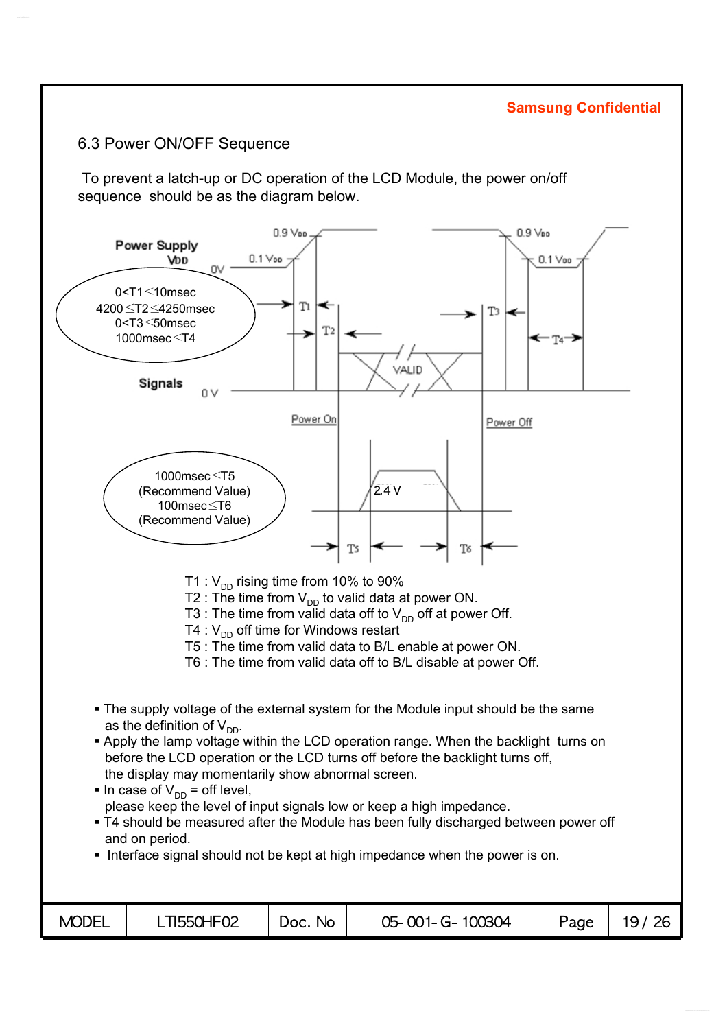Samsung Confidential

## 6.3 Power ON/OFF Sequence

To prevent a latch-up or DC operation of the LCD Module, the power on/off sequence should be as the diagram below.

Power Supply $V_{DD}$

0<T1≤10msec
4200≤T2≤4250msec
0<T3≤50msec
1000msec≤T4

Signals

1000msec≤T5
(Recommend Value)
100msec≤T6
(Recommend Value)

T1 : $V_{DD}$ rising time from 10% to 90%
T2 : The time from $V_{DD}$ to valid data at power ON.
T3 : The time from valid data off to $V_{DD}$ off at power Off.
T4 : $V_{DD}$ off time for Windows restart
T5 : The time from valid data to B/L enable at power ON.
T6 : The time from valid data off to B/L disable at power Off.

- The supply voltage of the external system for the Module input should be the same as the definition of $V_{DD}$.
- Apply the lamp voltage within the LCD operation range. When the backlight turns on before the LCD operation or the LCD turns off before the backlight turns off, the display may momentarily show abnormal screen.
- In case of $V_{DD}$ = off level, please keep the level of input signals low or keep a high impedance.
- T4 should be measured after the Module has been fully discharged between power off and on period.
- Interface signal should not be kept at high impedance when the power is on.

| MODEL | LTI550HF02 | Doc. No | 05-001-G-100304 | Page | 19 / 26 |
|---|---|---|---|---|---|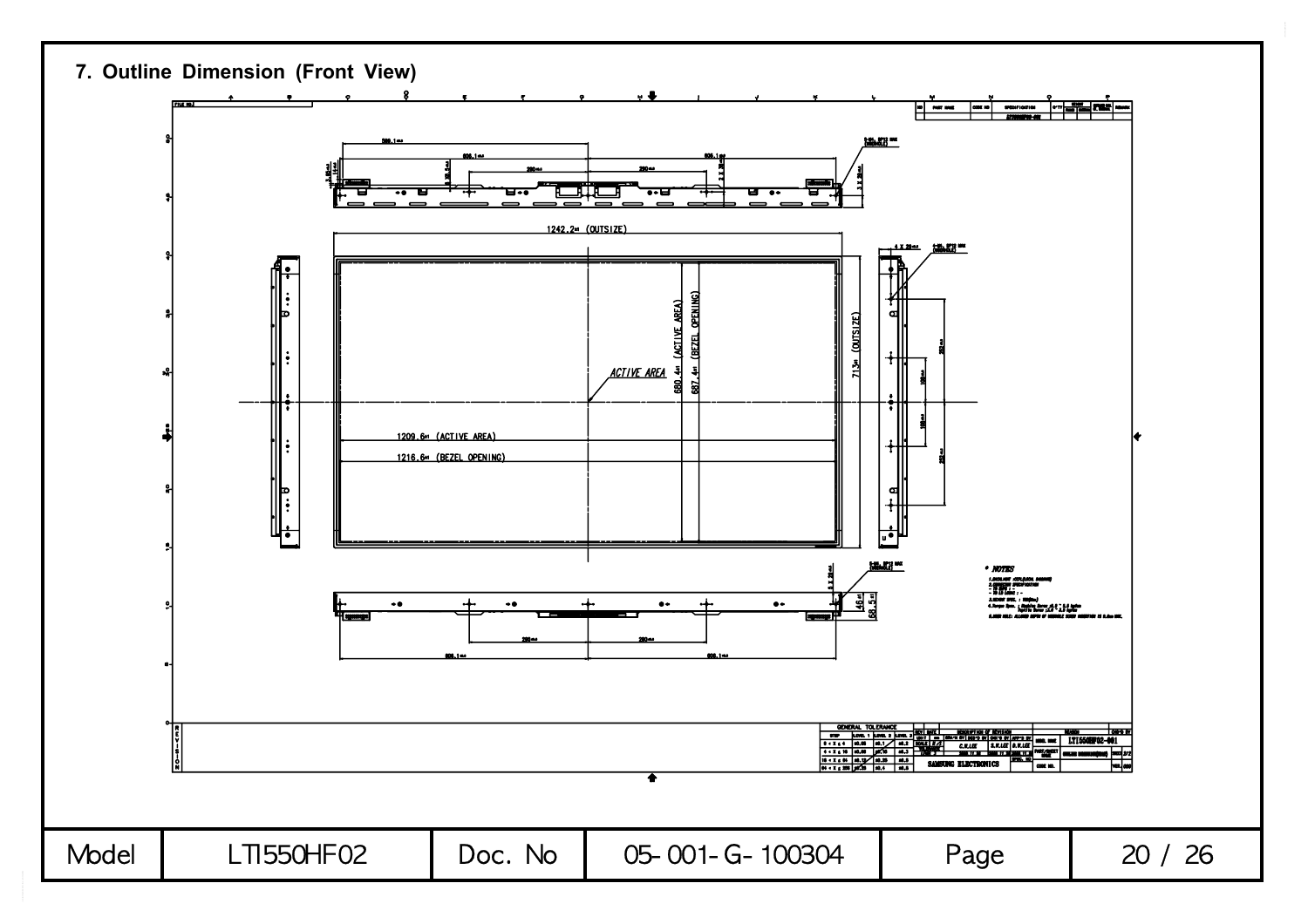## 7. Outline Dimension (Front View)

1242.2 (OUTSIZE)

ACTIVE AREA

680.4 (ACTIVE AREA)

687.4 (BEZEL OPENING)

713 (OUTSIZE)

1209.6 (ACTIVE AREA)

1216.6 (BEZEL OPENING)

46

58.5

SAMSUNG ELECTRONICS

LTI550HF02-001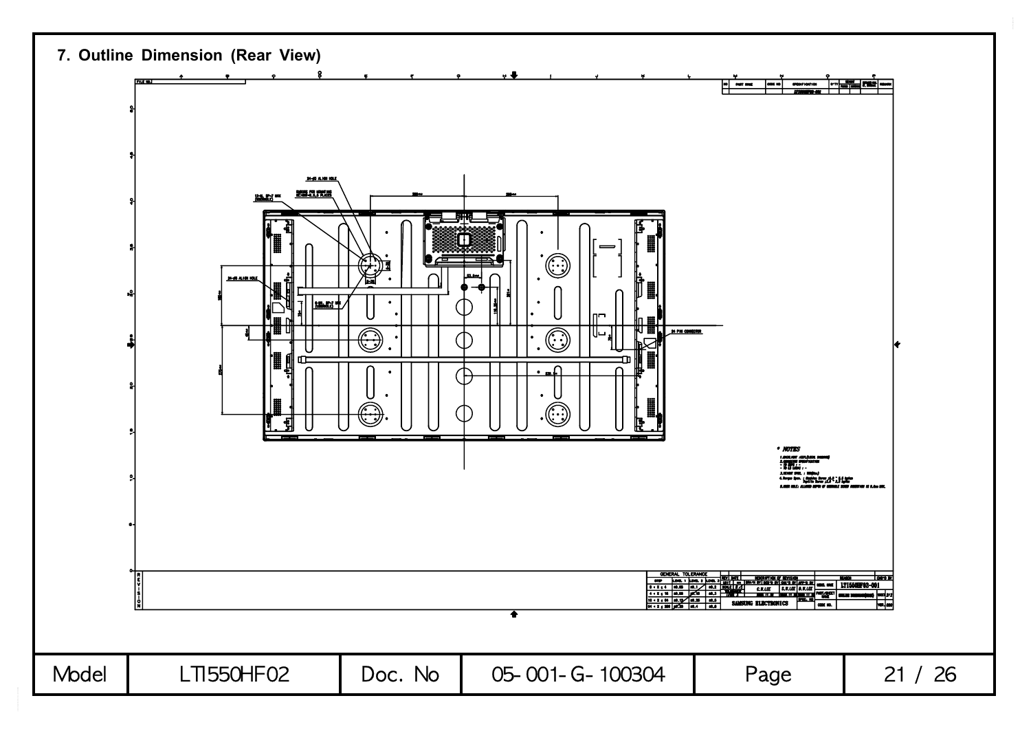## 7. Outline Dimension (Rear View)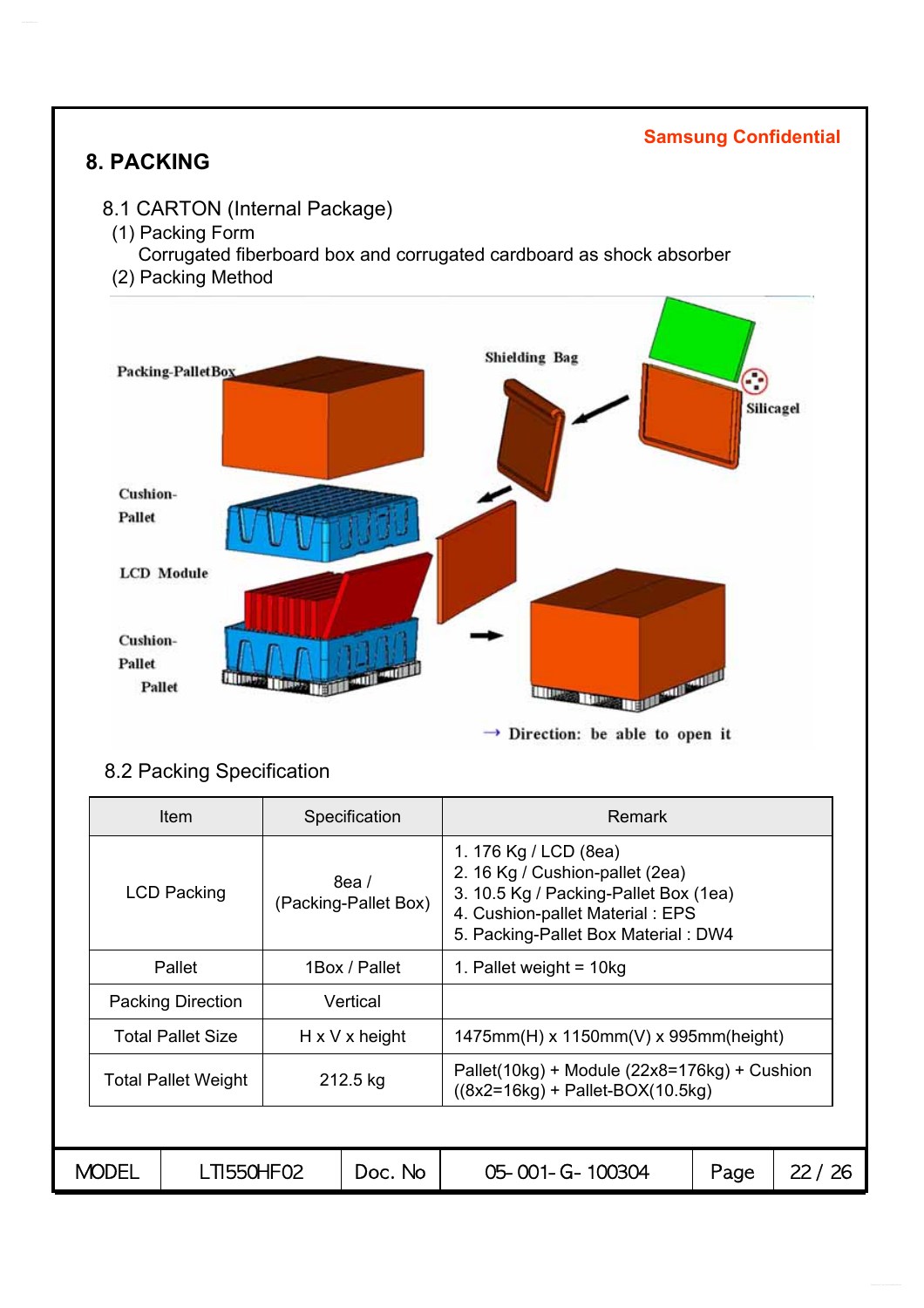Samsung Confidential

## 8. PACKING

### 8.1 CARTON (Internal Package)

(1) Packing Form

Corrugated fiberboard box and corrugated cardboard as shock absorber

(2) Packing Method

### 8.2 Packing Specification

| Item | Specification | Remark |
|---|---|---|
| LCD Packing | 8ea / (Packing-Pallet Box) | 1. 176 Kg / LCD (8ea)<br>2. 16 Kg / Cushion-pallet (2ea)<br>3. 10.5 Kg / Packing-Pallet Box (1ea)<br>4. Cushion-pallet Material : EPS<br>5. Packing-Pallet Box Material : DW4 |
| Pallet | 1Box / Pallet | 1. Pallet weight = 10kg |
| Packing Direction | Vertical | |
| Total Pallet Size | H x V x height | 1475mm(H) x 1150mm(V) x 995mm(height) |
| Total Pallet Weight | 212.5 kg | Pallet(10kg) + Module (22x8=176kg) + Cushion ((8x2=16kg) + Pallet-BOX(10.5kg) |

| MODEL | LTI550HF02 | Doc. No | 05-001-G-100304 | Page | 22 / 26 |
|---|---|---|---|---|---|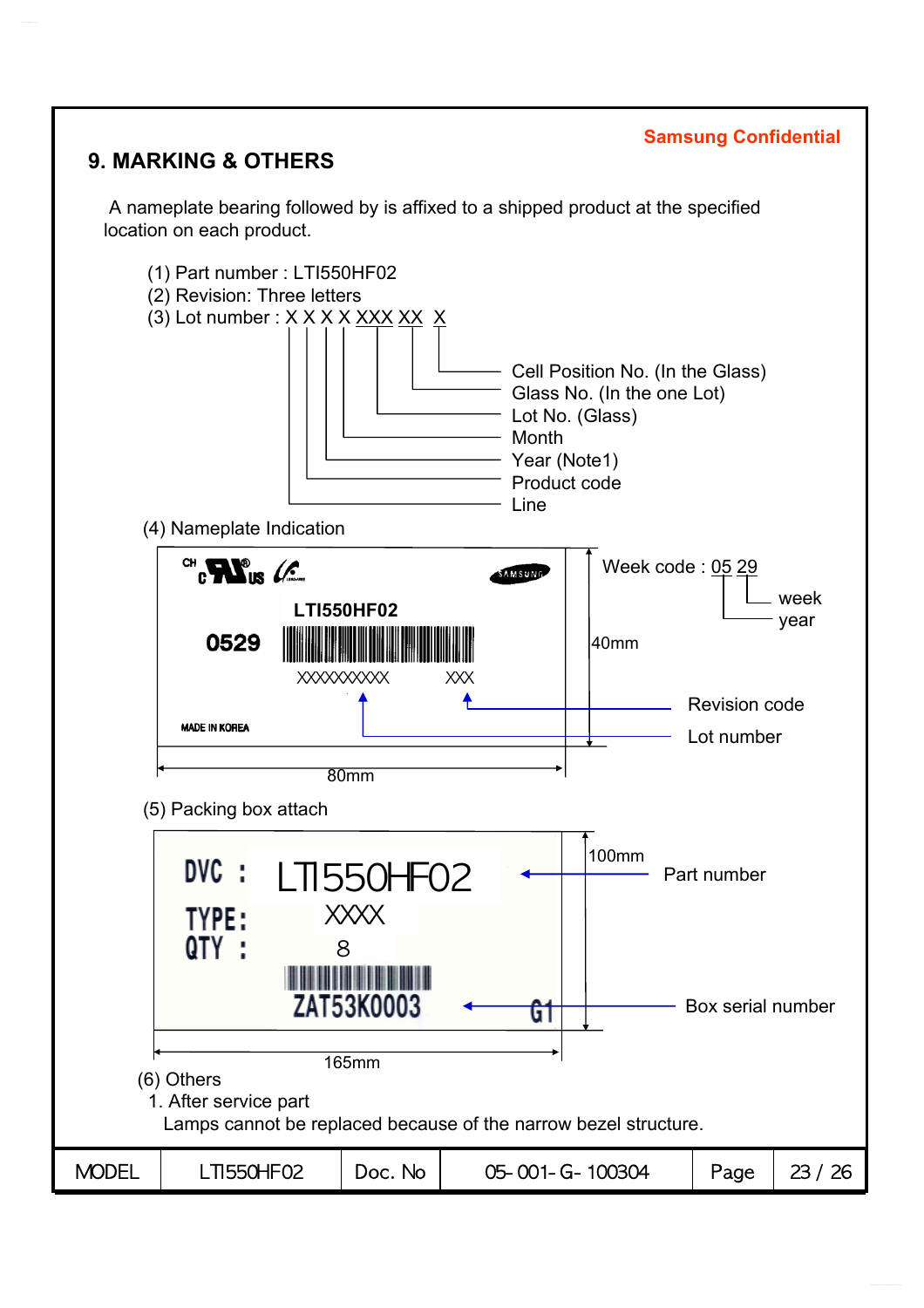Samsung Confidential

## 9. MARKING & OTHERS

A nameplate bearing followed by is affixed to a shipped product at the specified location on each product.

(1) Part number : LTI550HF02
(2) Revision: Three letters
(3) Lot number : X X X X XXX XX X

- Cell Position No. (In the Glass)
- Glass No. (In the one Lot)
- Lot No. (Glass)
- Month
- Year (Note1)
- Product code
- Line

(4) Nameplate Indication

CH c US

SAMSUNG

LTI550HF02

0529

XXXXXXXXXX XXX

MADE IN KOREA

Week code : 05 29

- week
- year

40mm

80mm

Revision code

Lot number

(5) Packing box attach

DVC : LTI550HF02

TYPE: XXXX

QTY : 8

ZAT53K0003 G1

100mm

165mm

Part number

Box serial number

(6) Others

1. After service part

   Lamps cannot be replaced because of the narrow bezel structure.

| MODEL | LTI550HF02 | Doc. No | 05-001-G-100304 | Page | 23 / 26 |
|---|---|---|---|---|---|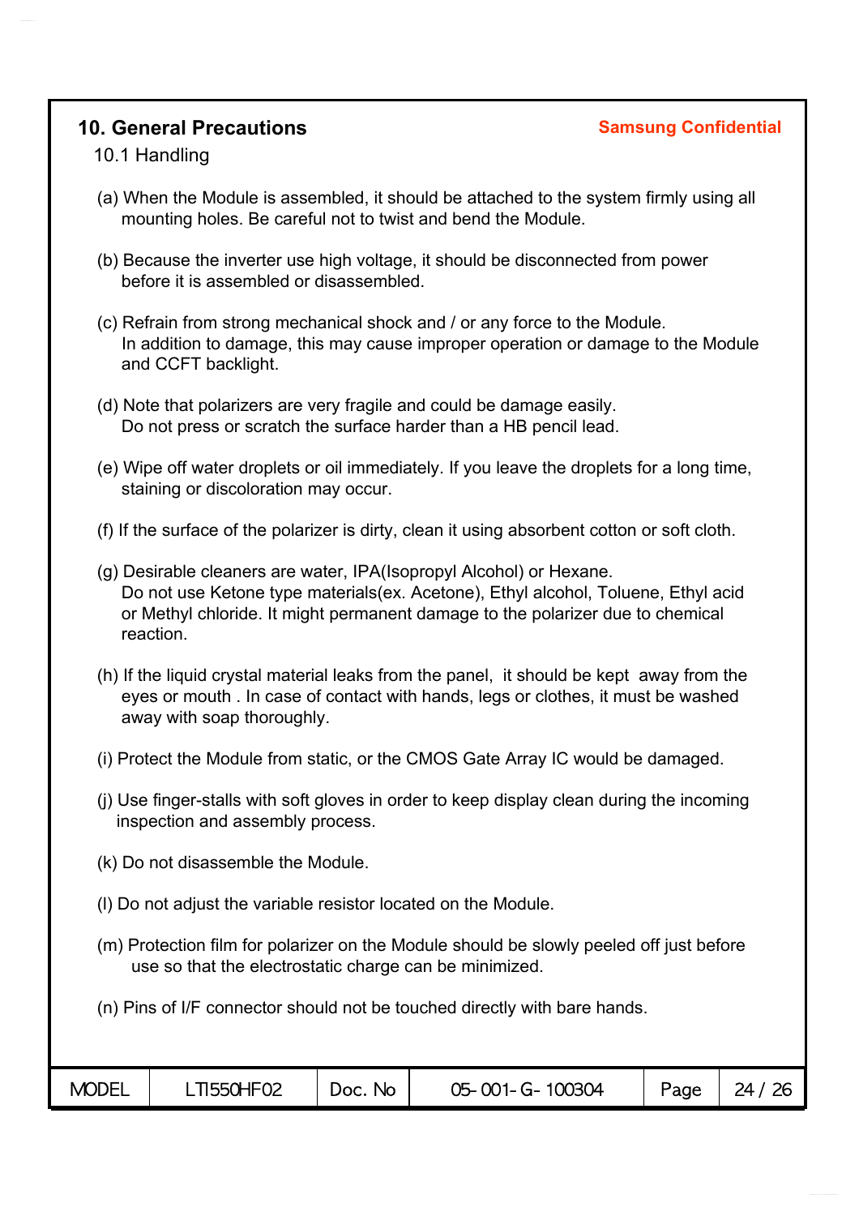## 10. General Precautions

**Samsung Confidential**

### 10.1 Handling

(a) When the Module is assembled, it should be attached to the system firmly using all mounting holes. Be careful not to twist and bend the Module.

(b) Because the inverter use high voltage, it should be disconnected from power before it is assembled or disassembled.

(c) Refrain from strong mechanical shock and / or any force to the Module. In addition to damage, this may cause improper operation or damage to the Module and CCFT backlight.

(d) Note that polarizers are very fragile and could be damage easily. Do not press or scratch the surface harder than a HB pencil lead.

(e) Wipe off water droplets or oil immediately. If you leave the droplets for a long time, staining or discoloration may occur.

(f) If the surface of the polarizer is dirty, clean it using absorbent cotton or soft cloth.

(g) Desirable cleaners are water, IPA(Isopropyl Alcohol) or Hexane. Do not use Ketone type materials(ex. Acetone), Ethyl alcohol, Toluene, Ethyl acid or Methyl chloride. It might permanent damage to the polarizer due to chemical reaction.

(h) If the liquid crystal material leaks from the panel, it should be kept away from the eyes or mouth . In case of contact with hands, legs or clothes, it must be washed away with soap thoroughly.

(i) Protect the Module from static, or the CMOS Gate Array IC would be damaged.

(j) Use finger-stalls with soft gloves in order to keep display clean during the incoming inspection and assembly process.

(k) Do not disassemble the Module.

(l) Do not adjust the variable resistor located on the Module.

(m) Protection film for polarizer on the Module should be slowly peeled off just before use so that the electrostatic charge can be minimized.

(n) Pins of I/F connector should not be touched directly with bare hands.

| MODEL | LTI550HF02 | Doc. No | 05-001-G-100304 |
|---|---|---|---|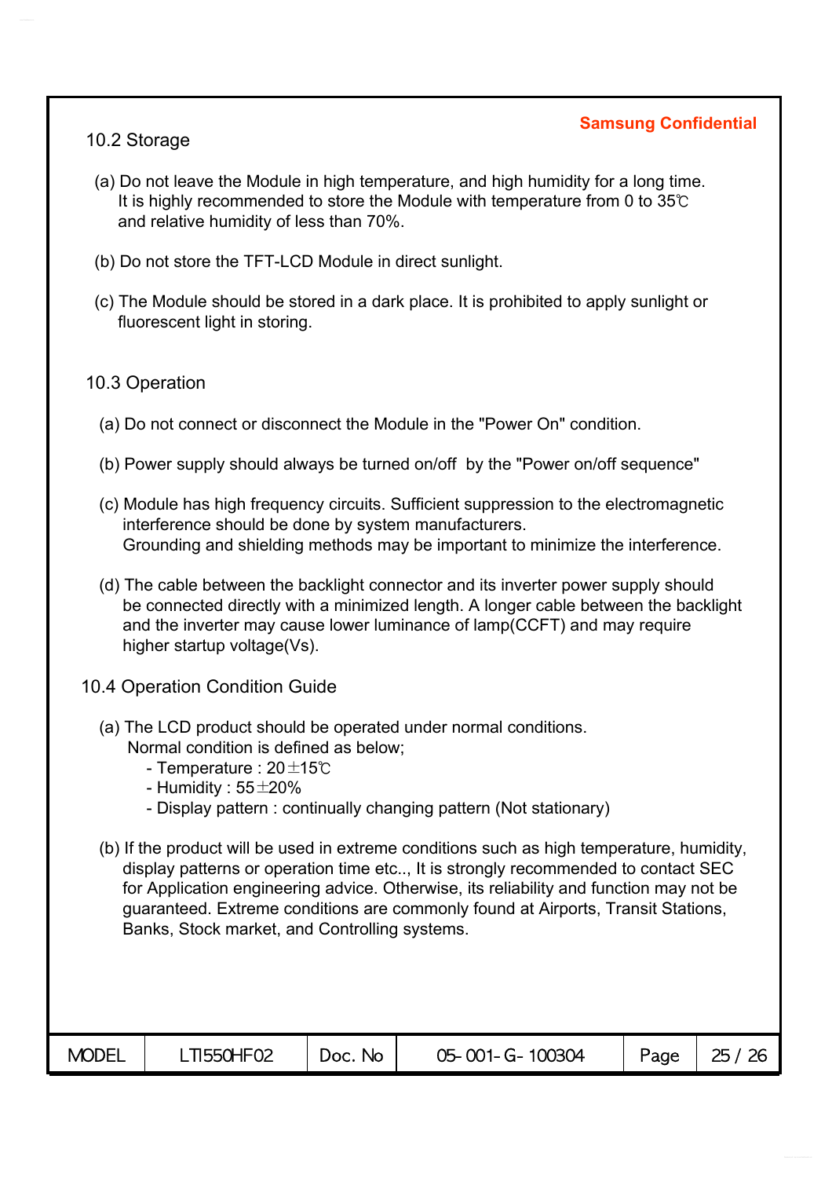## 10.2 Storage

(a) Do not leave the Module in high temperature, and high humidity for a long time. It is highly recommended to store the Module with temperature from 0 to 35℃ and relative humidity of less than 70%.

(b) Do not store the TFT-LCD Module in direct sunlight.

(c) The Module should be stored in a dark place. It is prohibited to apply sunlight or fluorescent light in storing.

## 10.3 Operation

(a) Do not connect or disconnect the Module in the "Power On" condition.

(b) Power supply should always be turned on/off by the "Power on/off sequence"

(c) Module has high frequency circuits. Sufficient suppression to the electromagnetic interference should be done by system manufacturers.
Grounding and shielding methods may be important to minimize the interference.

(d) The cable between the backlight connector and its inverter power supply should be connected directly with a minimized length. A longer cable between the backlight and the inverter may cause lower luminance of lamp(CCFT) and may require higher startup voltage(Vs).

## 10.4 Operation Condition Guide

(a) The LCD product should be operated under normal conditions.
Normal condition is defined as below;
- Temperature : 20±15℃
- Humidity : 55±20%
- Display pattern : continually changing pattern (Not stationary)

(b) If the product will be used in extreme conditions such as high temperature, humidity, display patterns or operation time etc.., It is strongly recommended to contact SEC for Application engineering advice. Otherwise, its reliability and function may not be guaranteed. Extreme conditions are commonly found at Airports, Transit Stations, Banks, Stock market, and Controlling systems.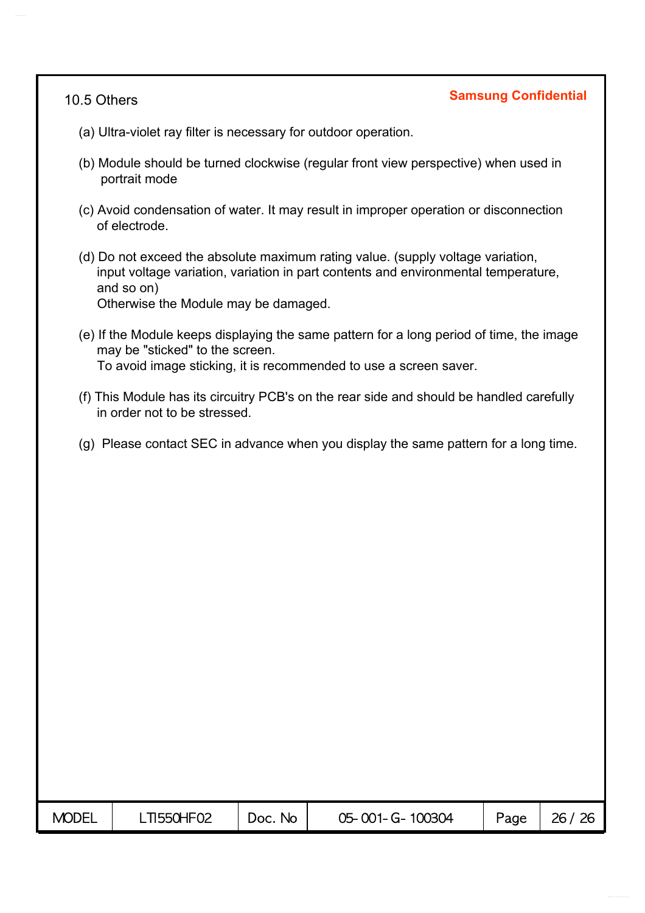## 10.5 Others

(a) Ultra-violet ray filter is necessary for outdoor operation.

(b) Module should be turned clockwise (regular front view perspective) when used in portrait mode

(c) Avoid condensation of water. It may result in improper operation or disconnection of electrode.

(d) Do not exceed the absolute maximum rating value. (supply voltage variation, input voltage variation, variation in part contents and environmental temperature, and so on)
Otherwise the Module may be damaged.

(e) If the Module keeps displaying the same pattern for a long period of time, the image may be "sticked" to the screen.
To avoid image sticking, it is recommended to use a screen saver.

(f) This Module has its circuitry PCB's on the rear side and should be handled carefully in order not to be stressed.

(g) Please contact SEC in advance when you display the same pattern for a long time.